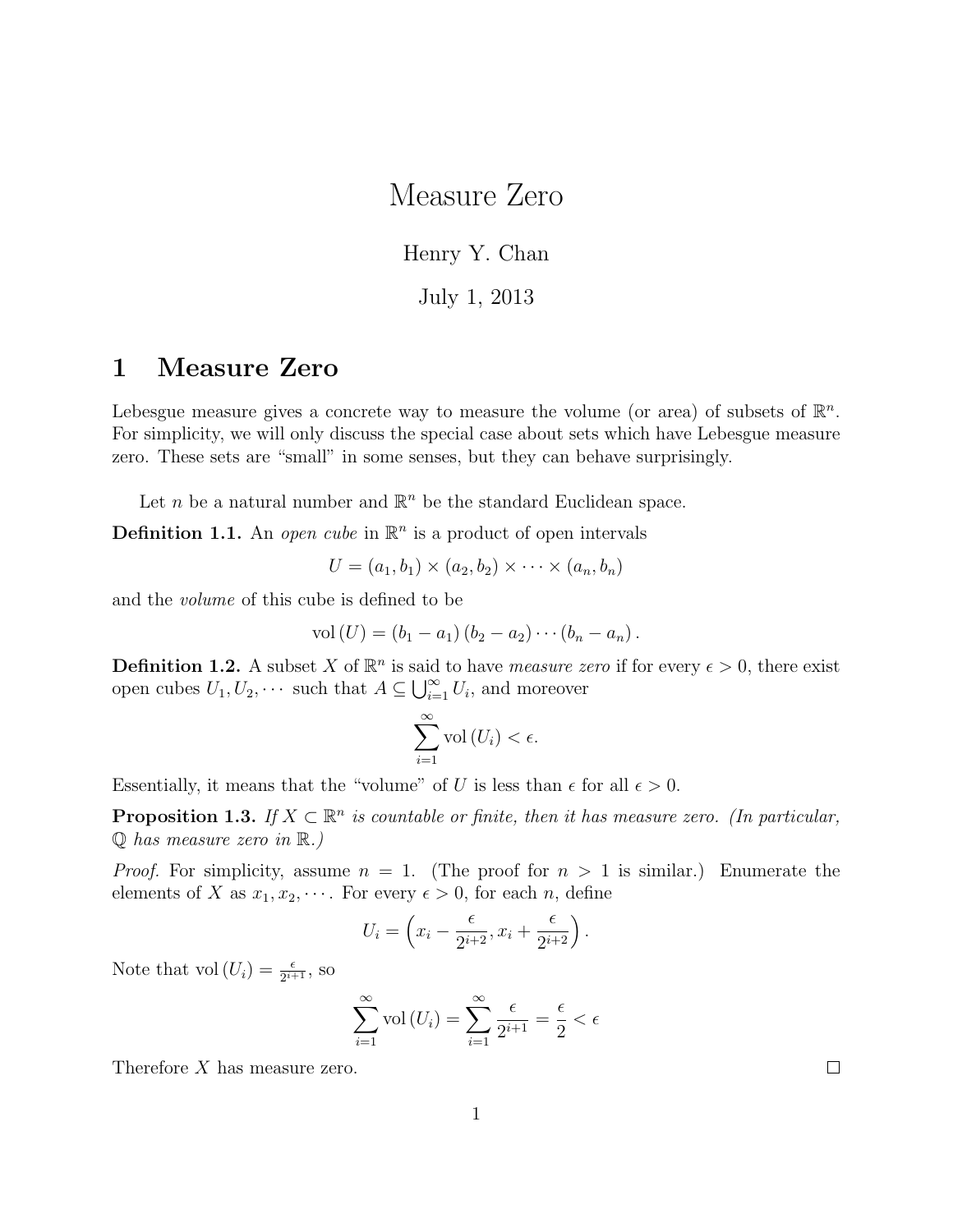// Title
# Measure Zero

Henry Y. Chan

July 1, 2013

## 1 Measure Zero

Lebesgue measure gives a concrete way to measure the volume (or area) of subsets of $\mathbb{R}^n$. For simplicity, we will only discuss the special case about sets which have Lebesgue measure zero. These sets are "small" in some senses, but they can behave surprisingly.

Let $n$ be a natural number and $\mathbb{R}^n$ be the standard Euclidean space.

**Definition 1.1.** An *open cube* in $\mathbb{R}^n$ is a product of open intervals

$$U = (a_1, b_1) \times (a_2, b_2) \times \cdots \times (a_n, b_n)$$

and the *volume* of this cube is defined to be

$$\text{vol}(U) = (b_1 - a_1)(b_2 - a_2) \cdots (b_n - a_n).$$

**Definition 1.2.** A subset $X$ of $\mathbb{R}^n$ is said to have *measure zero* if for every $\epsilon > 0$, there exist open cubes $U_1, U_2, \cdots$ such that $A \subseteq \bigcup_{i=1}^{\infty} U_i$, and moreover

$$\sum_{i=1}^{\infty} \text{vol}(U_i) < \epsilon.$$

Essentially, it means that the "volume" of $U$ is less than $\epsilon$ for all $\epsilon > 0$.

**Proposition 1.3.** *If $X \subset \mathbb{R}^n$ is countable or finite, then it has measure zero. (In particular, $\mathbb{Q}$ has measure zero in $\mathbb{R}$.)*

*Proof.* For simplicity, assume $n = 1$. (The proof for $n > 1$ is similar.) Enumerate the elements of $X$ as $x_1, x_2, \cdots$. For every $\epsilon > 0$, for each $n$, define

$$U_i = \left(x_i - \frac{\epsilon}{2^{i+2}}, x_i + \frac{\epsilon}{2^{i+2}}\right).$$

Note that $\text{vol}(U_i) = \frac{\epsilon}{2^{i+1}}$, so

$$\sum_{i=1}^{\infty} \text{vol}(U_i) = \sum_{i=1}^{\infty} \frac{\epsilon}{2^{i+1}} = \frac{\epsilon}{2} < \epsilon$$

Therefore $X$ has measure zero. $\square$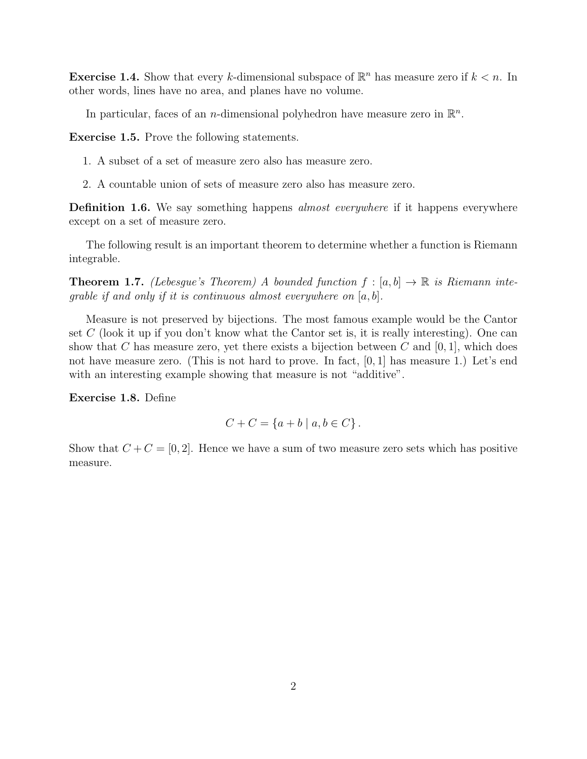**Exercise 1.4.** Show that every $k$-dimensional subspace of $\mathbb{R}^n$ has measure zero if $k < n$. In other words, lines have no area, and planes have no volume.

In particular, faces of an $n$-dimensional polyhedron have measure zero in $\mathbb{R}^n$.

**Exercise 1.5.** Prove the following statements.

1. A subset of a set of measure zero also has measure zero.
2. A countable union of sets of measure zero also has measure zero.

**Definition 1.6.** We say something happens *almost everywhere* if it happens everywhere except on a set of measure zero.

The following result is an important theorem to determine whether a function is Riemann integrable.

**Theorem 1.7.** *(Lebesgue's Theorem) A bounded function $f : [a, b] \to \mathbb{R}$ is Riemann integrable if and only if it is continuous almost everywhere on $[a, b]$.*

Measure is not preserved by bijections. The most famous example would be the Cantor set $C$ (look it up if you don't know what the Cantor set is, it is really interesting). One can show that $C$ has measure zero, yet there exists a bijection between $C$ and $[0, 1]$, which does not have measure zero. (This is not hard to prove. In fact, $[0, 1]$ has measure 1.) Let's end with an interesting example showing that measure is not "additive".

**Exercise 1.8.** Define

$$C + C = \{a + b \mid a, b \in C\}.$$

Show that $C + C = [0, 2]$. Hence we have a sum of two measure zero sets which has positive measure.